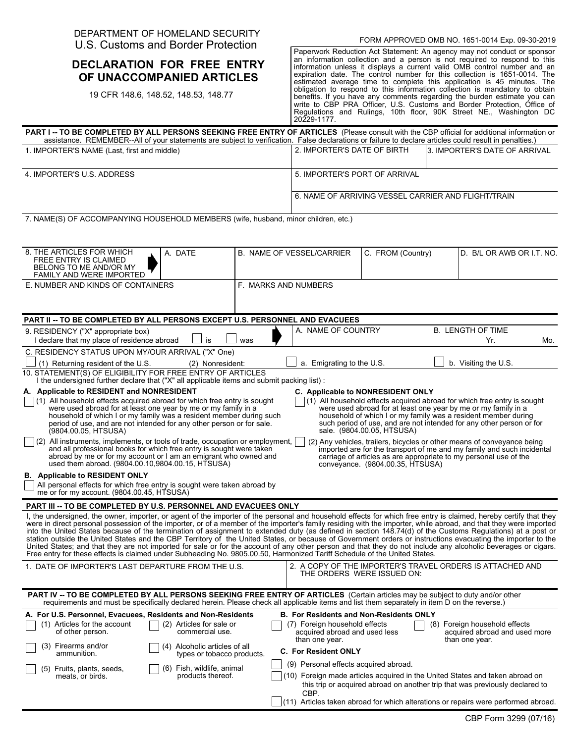DEPARTMENT OF HOMELAND SECURITY
U.S. Customs and Border Protection

FORM APPROVED OMB NO. 1651-0014 Exp. 09-30-2019

# DECLARATION FOR FREE ENTRY OF UNACCOMPANIED ARTICLES

19 CFR 148.6, 148.52, 148.53, 148.77

Paperwork Reduction Act Statement: An agency may not conduct or sponsor an information collection and a person is not required to respond to this information unless it displays a current valid OMB control number and an expiration date. The control number for this collection is 1651-0014. The estimated average time to complete this application is 45 minutes. The obligation to respond to this information collection is mandatory to obtain benefits. If you have any comments regarding the burden estimate you can write to CBP PRA Officer, U.S. Customs and Border Protection, Office of Regulations and Rulings, 10th floor, 90K Street NE., Washington DC 20229-1177.

## PART I -- TO BE COMPLETED BY ALL PERSONS SEEKING FREE ENTRY OF ARTICLES

(Please consult with the CBP official for additional information or assistance. REMEMBER--All of your statements are subject to verification. False declarations or failure to declare articles could result in penalties.)

| 1. IMPORTER'S NAME (Last, first and middle) | 2. IMPORTER'S DATE OF BIRTH | 3. IMPORTER'S DATE OF ARRIVAL |
|---|---|---|
| 4. IMPORTER'S U.S. ADDRESS | 5. IMPORTER'S PORT OF ARRIVAL | |
| | 6. NAME OF ARRIVING VESSEL CARRIER AND FLIGHT/TRAIN | |

7. NAME(S) OF ACCOMPANYING HOUSEHOLD MEMBERS (wife, husband, minor children, etc.)

| 8. THE ARTICLES FOR WHICH FREE ENTRY IS CLAIMED BELONG TO ME AND/OR MY FAMILY AND WERE IMPORTED | A. DATE | B. NAME OF VESSEL/CARRIER | C. FROM (Country) | D. B/L OR AWB OR I.T. NO. |
|---|---|---|---|---|
| E. NUMBER AND KINDS OF CONTAINERS | | F. MARKS AND NUMBERS | | |

## PART II -- TO BE COMPLETED BY ALL PERSONS EXCEPT U.S. PERSONNEL AND EVACUEES

9. RESIDENCY ("X" appropriate box)
I declare that my place of residence abroad ☐ is ☐ was

A. NAME OF COUNTRY

B. LENGTH OF TIME Yr. Mo.

C. RESIDENCY STATUS UPON MY/OUR ARRIVAL ("X" One)

☐ (1) Returning resident of the U.S. (2) Nonresident: ☐ a. Emigrating to the U.S. ☐ b. Visiting the U.S.

10. STATEMENT(S) OF ELIGIBILITY FOR FREE ENTRY OF ARTICLES
I the undersigned further declare that ("X" all applicable items and submit packing list) :

**A. Applicable to RESIDENT and NONRESIDENT**

☐ (1) All household effects acquired abroad for which free entry is sought were used abroad for at least one year by me or my family in a household of which I or my family was a resident member during such period of use, and are not intended for any other person or for sale. (9804.00.05, HTSUSA)

☐ (2) All instruments, implements, or tools of trade, occupation or employment, and all professional books for which free entry is sought were taken abroad by me or for my account or I am an emigrant who owned and used them abroad. (9804.00.10,9804.00.15, HTSUSA)

**B. Applicable to RESIDENT ONLY**

☐ All personal effects for which free entry is sought were taken abroad by me or for my account. (9804.00.45, HTSUSA)

**C. Applicable to NONRESIDENT ONLY**

☐ (1) All household effects acquired abroad for which free entry is sought were used abroad for at least one year by me or my family in a household of which I or my family was a resident member during such period of use, and are not intended for any other person or for sale. (9804.00.05, HTSUSA)

☐ (2) Any vehicles, trailers, bicycles or other means of conveyance being imported are for the transport of me and my family and such incidental carriage of articles as are appropriate to my personal use of the conveyance. (9804.00.35, HTSUSA)

## PART III -- TO BE COMPLETED BY U.S. PERSONNEL AND EVACUEES ONLY

I, the undersigned, the owner, importer, or agent of the importer of the personal and household effects for which free entry is claimed, hereby certify that they were in direct personal possession of the importer, or of a member of the importer's family residing with the importer, while abroad, and that they were imported into the United States because of the termination of assignment to extended duty (as defined in section 148.74(d) of the Customs Regulations) at a post or station outside the United States and the CBP Territory of the United States, or because of Government orders or instructions evacuating the importer to the United States; and that they are not imported for sale or for the account of any other person and that they do not include any alcoholic beverages or cigars. Free entry for these effects is claimed under Subheading No. 9805.00.50, Harmonized Tariff Schedule of the United States.

| 1. DATE OF IMPORTER'S LAST DEPARTURE FROM THE U.S. | 2. A COPY OF THE IMPORTER'S TRAVEL ORDERS IS ATTACHED AND THE ORDERS WERE ISSUED ON: |
|---|---|

## PART IV -- TO BE COMPLETED BY ALL PERSONS SEEKING FREE ENTRY OF ARTICLES

(Certain articles may be subject to duty and/or other requirements and must be specifically declared herein. Please check all applicable items and list them separately in item D on the reverse.)

**A. For U.S. Personnel, Evacuees, Residents and Non-Residents**

☐ (1) Articles for the account of other person.
☐ (2) Articles for sale or commercial use.
☐ (3) Firearms and/or ammunition.
☐ (4) Alcoholic articles of all types or tobacco products.
☐ (5) Fruits, plants, seeds, meats, or birds.
☐ (6) Fish, wildlife, animal products thereof.

**B. For Residents and Non-Residents ONLY**

☐ (7) Foreign household effects acquired abroad and used less than one year.
☐ (8) Foreign household effects acquired abroad and used more than one year.

**C. For Resident ONLY**

☐ (9) Personal effects acquired abroad.
☐ (10) Foreign made articles acquired in the United States and taken abroad on this trip or acquired abroad on another trip that was previously declared to CBP.
☐ (11) Articles taken abroad for which alterations or repairs were performed abroad.

CBP Form 3299 (07/16)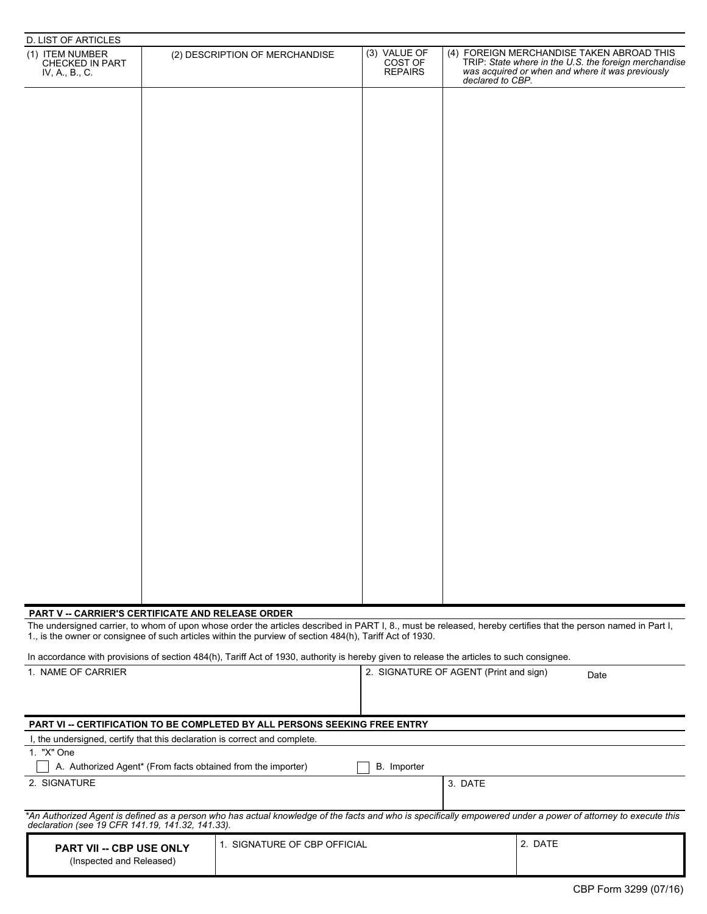D. LIST OF ARTICLES

| (1) ITEM NUMBER CHECKED IN PART IV, A., B., C. | (2) DESCRIPTION OF MERCHANDISE | (3) VALUE OF COST OF REPAIRS | (4) FOREIGN MERCHANDISE TAKEN ABROAD THIS TRIP: *State where in the U.S. the foreign merchandise was acquired or when and where it was previously declared to CBP.* |
|---|---|---|---|
| | | | |

**PART V -- CARRIER'S CERTIFICATE AND RELEASE ORDER**

The undersigned carrier, to whom of upon whose order the articles described in PART I, 8., must be released, hereby certifies that the person named in Part I, 1., is the owner or consignee of such articles within the purview of section 484(h), Tariff Act of 1930.

In accordance with provisions of section 484(h), Tariff Act of 1930, authority is hereby given to release the articles to such consignee.

| 1. NAME OF CARRIER | 2. SIGNATURE OF AGENT (Print and sign) | Date |
|---|---|---|
| | | |

**PART VI -- CERTIFICATION TO BE COMPLETED BY ALL PERSONS SEEKING FREE ENTRY**

I, the undersigned, certify that this declaration is correct and complete.

1. "X" One

☐ A. Authorized Agent* (From facts obtained from the importer) ☐ B. Importer

| 2. SIGNATURE | 3. DATE |
|---|---|
| | |

*\*An Authorized Agent is defined as a person who has actual knowledge of the facts and who is specifically empowered under a power of attorney to execute this declaration (see 19 CFR 141.19, 141.32, 141.33).*

| **PART VII -- CBP USE ONLY** (Inspected and Released) | 1. SIGNATURE OF CBP OFFICIAL | 2. DATE |
|---|---|---|
| | | |

CBP Form 3299 (07/16)